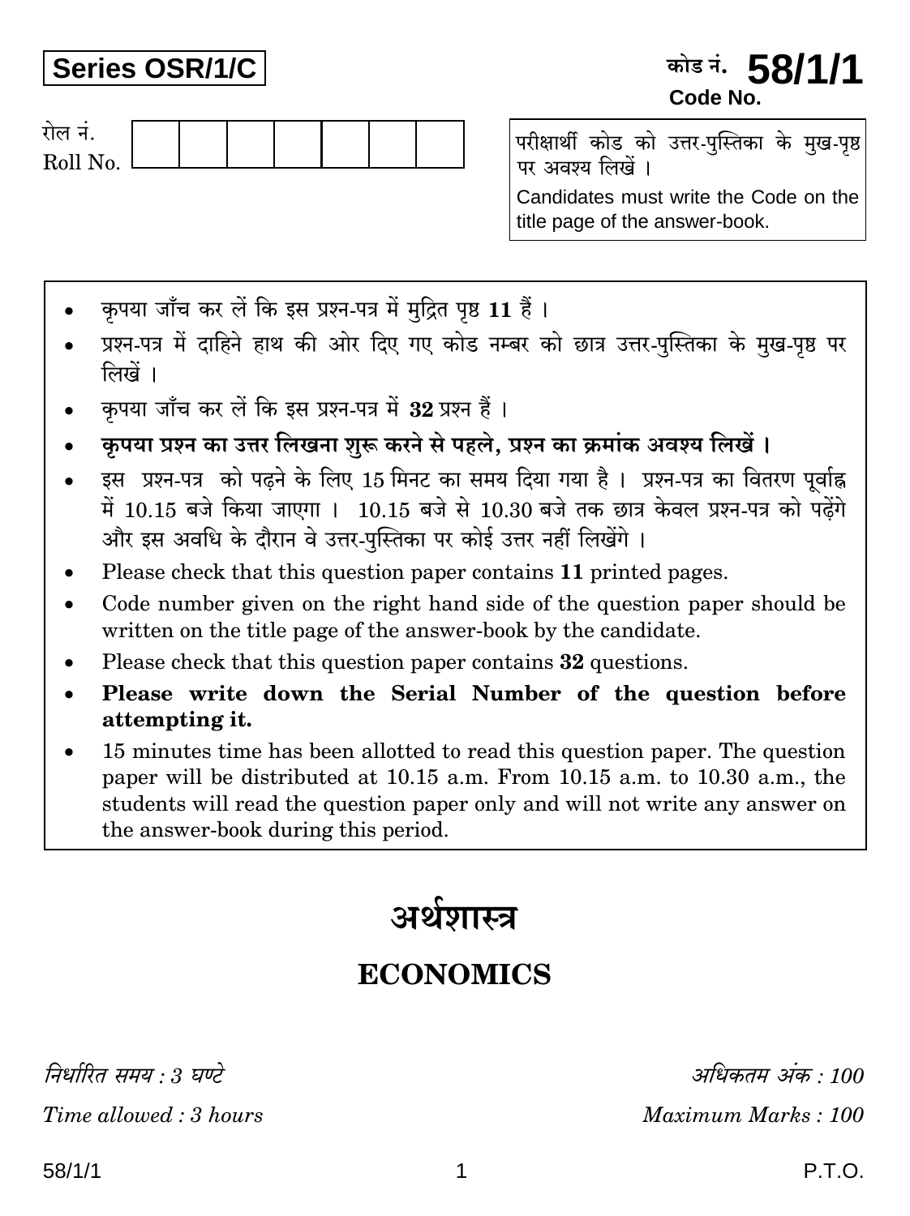**Series OSR/1/C**

कोड नं. **58/1/1**
**Code No.**

रोल नं.
Roll No.

| | | | | | | |
|---|---|---|---|---|---|---|
| | | | | | | |

परीक्षार्थी कोड को उत्तर-पुस्तिका के मुख-पृष्ठ पर अवश्य लिखें ।

Candidates must write the Code on the title page of the answer-book.

- कृपया जाँच कर लें कि इस प्रश्न-पत्र में मुद्रित पृष्ठ **11** हैं ।
- प्रश्न-पत्र में दाहिने हाथ की ओर दिए गए कोड नम्बर को छात्र उत्तर-पुस्तिका के मुख-पृष्ठ पर लिखें ।
- कृपया जाँच कर लें कि इस प्रश्न-पत्र में **32** प्रश्न हैं ।
- **कृपया प्रश्न का उत्तर लिखना शुरू करने से पहले, प्रश्न का क्रमांक अवश्य लिखें ।**
- इस प्रश्न-पत्र को पढ़ने के लिए 15 मिनट का समय दिया गया है । प्रश्न-पत्र का वितरण पूर्वाह्न में 10.15 बजे किया जाएगा । 10.15 बजे से 10.30 बजे तक छात्र केवल प्रश्न-पत्र को पढ़ेंगे और इस अवधि के दौरान वे उत्तर-पुस्तिका पर कोई उत्तर नहीं लिखेंगे ।
- Please check that this question paper contains **11** printed pages.
- Code number given on the right hand side of the question paper should be written on the title page of the answer-book by the candidate.
- Please check that this question paper contains **32** questions.
- **Please write down the Serial Number of the question before attempting it.**
- 15 minutes time has been allotted to read this question paper. The question paper will be distributed at 10.15 a.m. From 10.15 a.m. to 10.30 a.m., the students will read the question paper only and will not write any answer on the answer-book during this period.

# अर्थशास्त्र

# ECONOMICS

*निर्धारित समय : 3 घण्टे* | *अधिकतम अंक : 100*

*Time allowed : 3 hours* | *Maximum Marks : 100*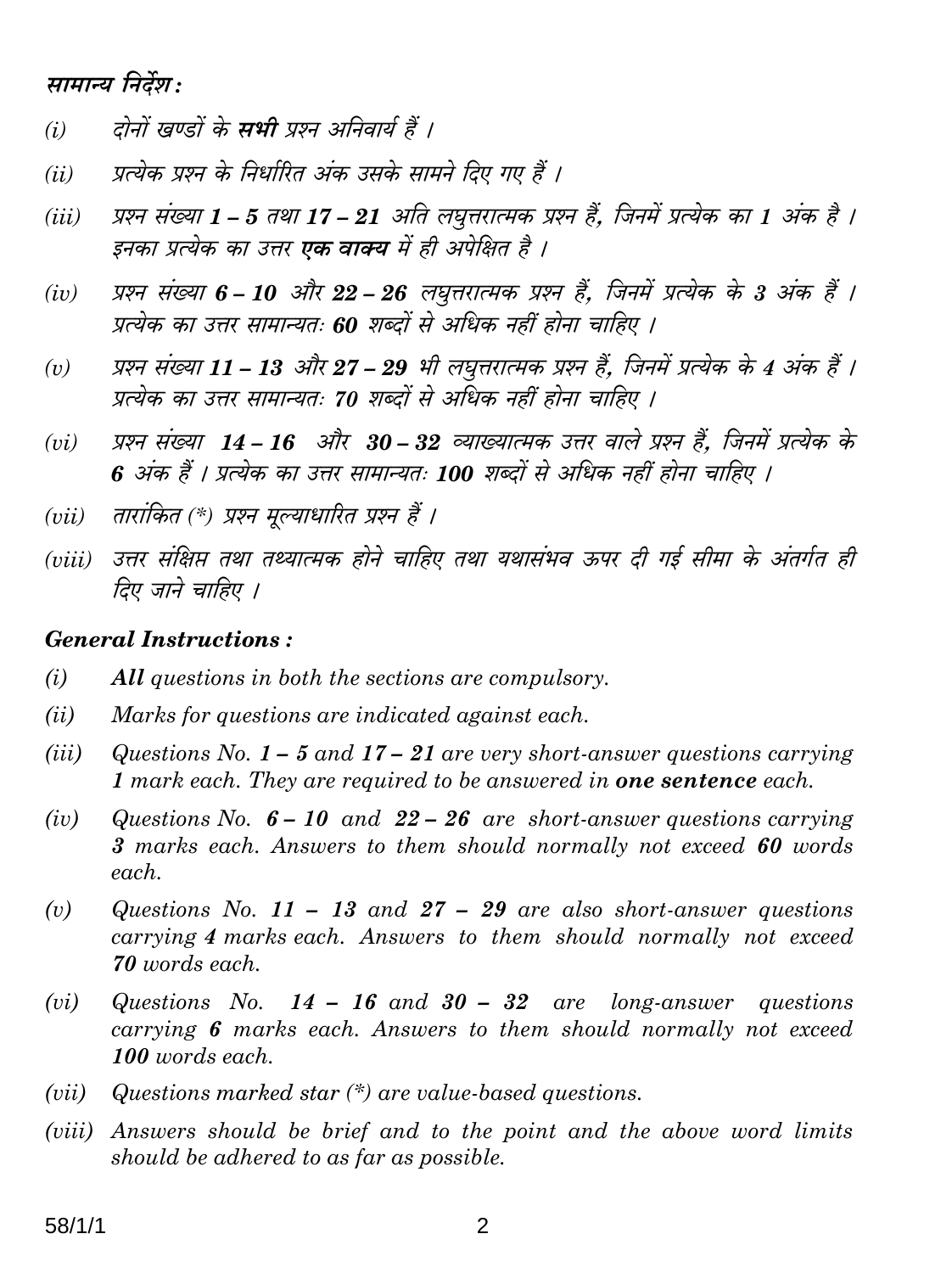### सामान्य निर्देश :

(i) दोनों खण्डों के **सभी** प्रश्न अनिवार्य हैं ।

(ii) प्रत्येक प्रश्न के निर्धारित अंक उसके सामने दिए गए हैं ।

(iii) प्रश्न संख्या **1 – 5** तथा **17 – 21** अति लघुत्तरात्मक प्रश्न हैं, जिनमें प्रत्येक का **1** अंक है । इनका प्रत्येक का उत्तर **एक वाक्य** में ही अपेक्षित है ।

(iv) प्रश्न संख्या **6 – 10** और **22 – 26** लघुत्तरात्मक प्रश्न हैं, जिनमें प्रत्येक के **3** अंक हैं । प्रत्येक का उत्तर सामान्यतः **60** शब्दों से अधिक नहीं होना चाहिए ।

(v) प्रश्न संख्या **11 – 13** और **27 – 29** भी लघुत्तरात्मक प्रश्न हैं, जिनमें प्रत्येक के **4** अंक हैं । प्रत्येक का उत्तर सामान्यतः **70** शब्दों से अधिक नहीं होना चाहिए ।

(vi) प्रश्न संख्या **14 – 16** और **30 – 32** व्याख्यात्मक उत्तर वाले प्रश्न हैं, जिनमें प्रत्येक के **6** अंक हैं । प्रत्येक का उत्तर सामान्यतः **100** शब्दों से अधिक नहीं होना चाहिए ।

(vii) तारांकित (*) प्रश्न मूल्याधारित प्रश्न हैं ।

(viii) उत्तर संक्षिप्त तथा तथ्यात्मक होने चाहिए तथा यथासंभव ऊपर दी गई सीमा के अंतर्गत ही दिए जाने चाहिए ।

### General Instructions :

(i) **All** questions in both the sections are compulsory.

(ii) Marks for questions are indicated against each.

(iii) Questions No. **1 – 5** and **17 – 21** are very short-answer questions carrying **1** mark each. They are required to be answered in **one sentence** each.

(iv) Questions No. **6 – 10** and **22 – 26** are short-answer questions carrying **3** marks each. Answers to them should normally not exceed **60** words each.

(v) Questions No. **11 – 13** and **27 – 29** are also short-answer questions carrying **4** marks each. Answers to them should normally not exceed **70** words each.

(vi) Questions No. **14 – 16** and **30 – 32** are long-answer questions carrying **6** marks each. Answers to them should normally not exceed **100** words each.

(vii) Questions marked star (*) are value-based questions.

(viii) Answers should be brief and to the point and the above word limits should be adhered to as far as possible.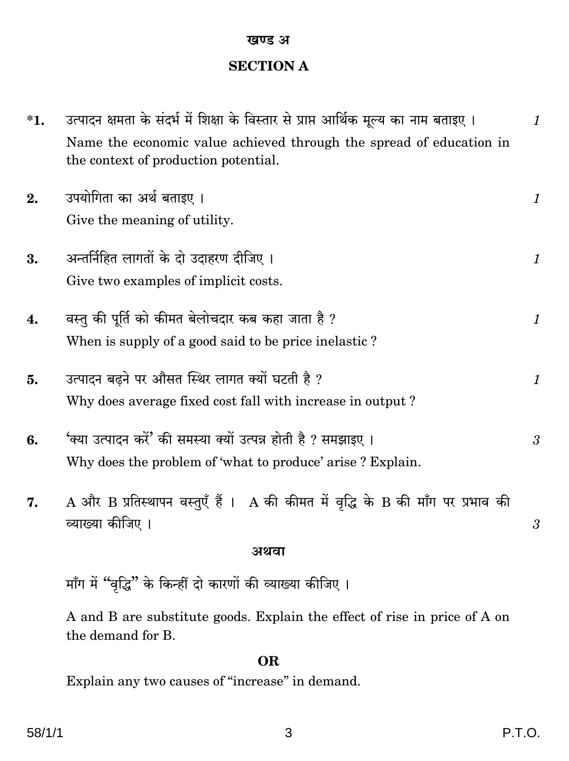## खण्ड अ

## SECTION A

**\*1.** उत्पादन क्षमता के संदर्भ में शिक्षा के विस्तार से प्राप्त आर्थिक मूल्य का नाम बताइए । *1*

Name the economic value achieved through the spread of education in the context of production potential.

**2.** उपयोगिता का अर्थ बताइए । *1*

Give the meaning of utility.

**3.** अन्तर्निहित लागतों के दो उदाहरण दीजिए । *1*

Give two examples of implicit costs.

**4.** वस्तु की पूर्ति को कीमत बेलोचदार कब कहा जाता है ? *1*

When is supply of a good said to be price inelastic ?

**5.** उत्पादन बढ़ने पर औसत स्थिर लागत क्यों घटती है ? *1*

Why does average fixed cost fall with increase in output ?

**6.** 'क्या उत्पादन करें' की समस्या क्यों उत्पन्न होती है ? समझाइए । *3*

Why does the problem of 'what to produce' arise ? Explain.

**7.** A और B प्रतिस्थापन वस्तुएँ हैं । A की कीमत में वृद्धि के B की माँग पर प्रभाव की व्याख्या कीजिए । *3*

**अथवा**

माँग में "वृद्धि" के किन्हीं दो कारणों की व्याख्या कीजिए ।

A and B are substitute goods. Explain the effect of rise in price of A on the demand for B.

**OR**

Explain any two causes of "increase" in demand.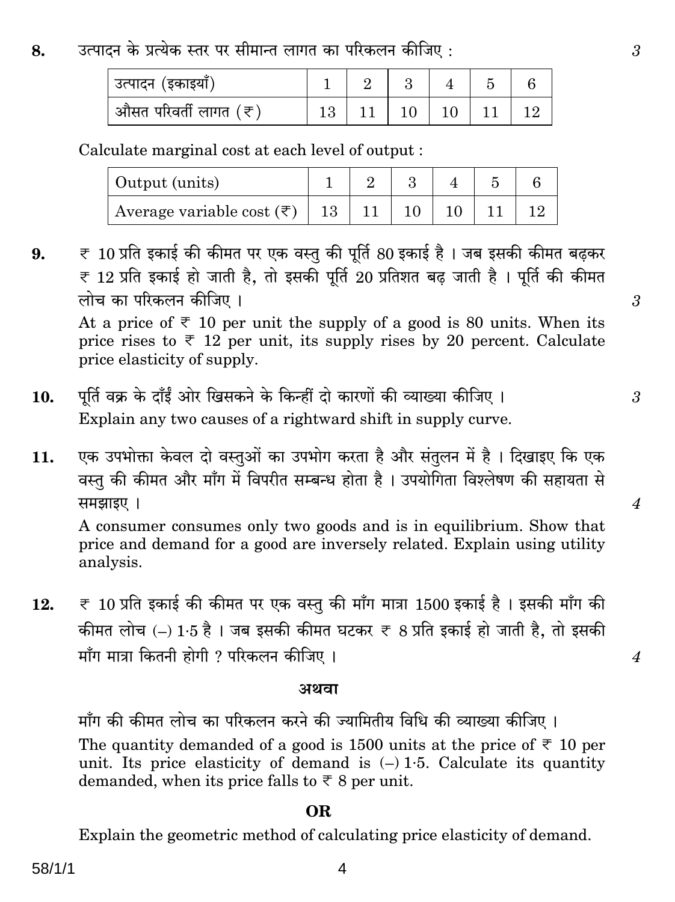**8.** उत्पादन के प्रत्येक स्तर पर सीमान्त लागत का परिकलन कीजिए : *3*

| उत्पादन (इकाइयाँ) | 1 | 2 | 3 | 4 | 5 | 6 |
|---|---|---|---|---|---|---|
| औसत परिवर्ती लागत (₹) | 13 | 11 | 10 | 10 | 11 | 12 |

Calculate marginal cost at each level of output :

| Output (units) | 1 | 2 | 3 | 4 | 5 | 6 |
|---|---|---|---|---|---|---|
| Average variable cost (₹) | 13 | 11 | 10 | 10 | 11 | 12 |

**9.** ₹ 10 प्रति इकाई की कीमत पर एक वस्तु की पूर्ति 80 इकाई है । जब इसकी कीमत बढ़कर ₹ 12 प्रति इकाई हो जाती है, तो इसकी पूर्ति 20 प्रतिशत बढ़ जाती है । पूर्ति की कीमत लोच का परिकलन कीजिए । *3*

At a price of ₹ 10 per unit the supply of a good is 80 units. When its price rises to ₹ 12 per unit, its supply rises by 20 percent. Calculate price elasticity of supply.

**10.** पूर्ति वक्र के दाँईं ओर खिसकने के किन्हीं दो कारणों की व्याख्या कीजिए । *3*

Explain any two causes of a rightward shift in supply curve.

**11.** एक उपभोक्ता केवल दो वस्तुओं का उपभोग करता है और संतुलन में है । दिखाइए कि एक वस्तु की कीमत और माँग में विपरीत सम्बन्ध होता है । उपयोगिता विश्लेषण की सहायता से समझाइए । *4*

A consumer consumes only two goods and is in equilibrium. Show that price and demand for a good are inversely related. Explain using utility analysis.

**12.** ₹ 10 प्रति इकाई की कीमत पर एक वस्तु की माँग मात्रा 1500 इकाई है । इसकी माँग की कीमत लोच (–) 1·5 है । जब इसकी कीमत घटकर ₹ 8 प्रति इकाई हो जाती है, तो इसकी माँग मात्रा कितनी होगी ? परिकलन कीजिए । *4*

**अथवा**

माँग की कीमत लोच का परिकलन करने की ज्यामितीय विधि की व्याख्या कीजिए ।

The quantity demanded of a good is 1500 units at the price of ₹ 10 per unit. Its price elasticity of demand is (–) 1·5. Calculate its quantity demanded, when its price falls to ₹ 8 per unit.

**OR**

Explain the geometric method of calculating price elasticity of demand.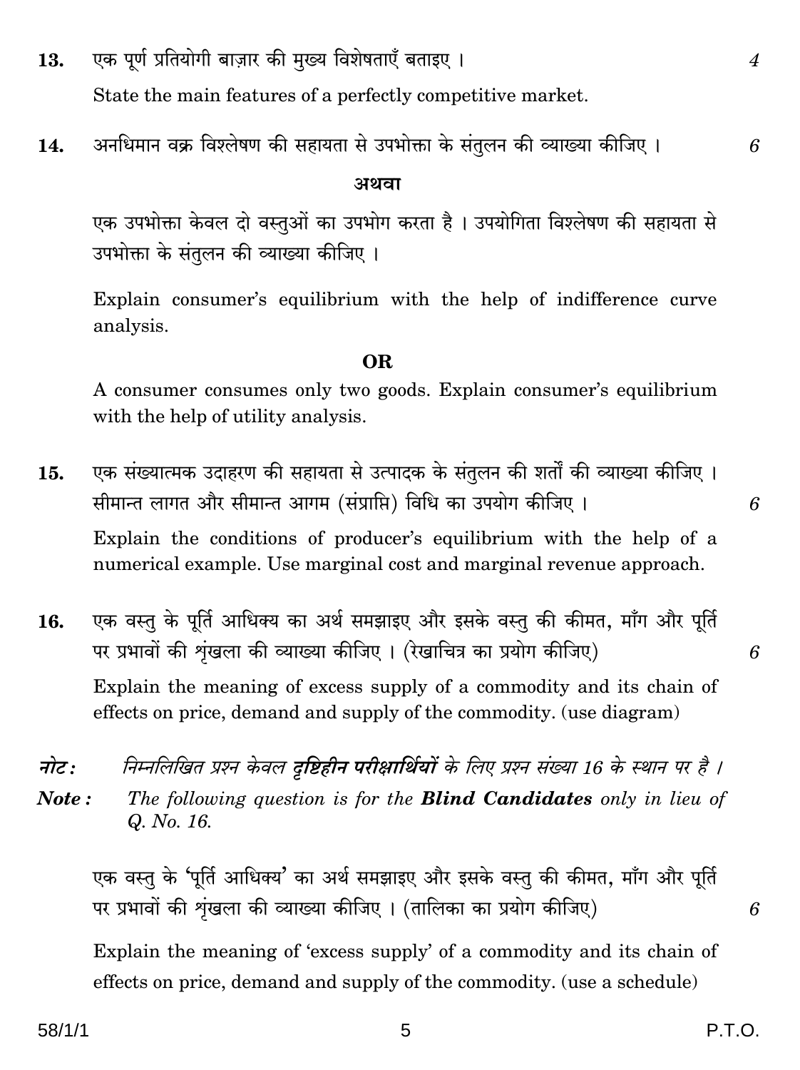**13.** एक पूर्ण प्रतियोगी बाज़ार की मुख्य विशेषताएँ बताइए । *4*

State the main features of a perfectly competitive market.

**14.** अनधिमान वक्र विश्लेषण की सहायता से उपभोक्ता के संतुलन की व्याख्या कीजिए । *6*

**अथवा**

एक उपभोक्ता केवल दो वस्तुओं का उपभोग करता है । उपयोगिता विश्लेषण की सहायता से उपभोक्ता के संतुलन की व्याख्या कीजिए ।

Explain consumer's equilibrium with the help of indifference curve analysis.

**OR**

A consumer consumes only two goods. Explain consumer's equilibrium with the help of utility analysis.

**15.** एक संख्यात्मक उदाहरण की सहायता से उत्पादक के संतुलन की शर्तों की व्याख्या कीजिए । सीमान्त लागत और सीमान्त आगम (संप्राप्ति) विधि का उपयोग कीजिए । *6*

Explain the conditions of producer's equilibrium with the help of a numerical example. Use marginal cost and marginal revenue approach.

**16.** एक वस्तु के पूर्ति आधिक्य का अर्थ समझाइए और इसके वस्तु की कीमत, माँग और पूर्ति पर प्रभावों की श्रृंखला की व्याख्या कीजिए । (रेखाचित्र का प्रयोग कीजिए) *6*

Explain the meaning of excess supply of a commodity and its chain of effects on price, demand and supply of the commodity. (use diagram)

*नोट : निम्नलिखित प्रश्न केवल **दृष्टिहीन परीक्षार्थियों** के लिए प्रश्न संख्या 16 के स्थान पर है ।*

***Note :*** *The following question is for the **Blind Candidates** only in lieu of Q. No. 16.*

एक वस्तु के 'पूर्ति आधिक्य' का अर्थ समझाइए और इसके वस्तु की कीमत, माँग और पूर्ति पर प्रभावों की श्रृंखला की व्याख्या कीजिए । (तालिका का प्रयोग कीजिए) *6*

Explain the meaning of 'excess supply' of a commodity and its chain of effects on price, demand and supply of the commodity. (use a schedule)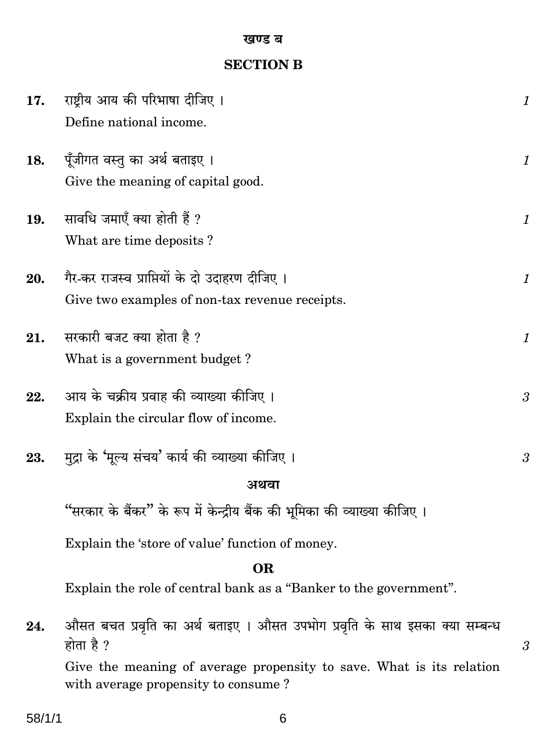## खण्ड ब

## SECTION B

**17.** राष्ट्रीय आय की परिभाषा दीजिए । *1*

Define national income.

**18.** पूँजीगत वस्तु का अर्थ बताइए । *1*

Give the meaning of capital good.

**19.** सावधि जमाएँ क्या होती हैं ? *1*

What are time deposits ?

**20.** गैर-कर राजस्व प्राप्तियों के दो उदाहरण दीजिए । *1*

Give two examples of non-tax revenue receipts.

**21.** सरकारी बजट क्या होता है ? *1*

What is a government budget ?

**22.** आय के चक्रीय प्रवाह की व्याख्या कीजिए । *3*

Explain the circular flow of income.

**23.** मुद्रा के 'मूल्य संचय' कार्य की व्याख्या कीजिए । *3*

**अथवा**

"सरकार के बैंकर" के रूप में केन्द्रीय बैंक की भूमिका की व्याख्या कीजिए ।

Explain the 'store of value' function of money.

**OR**

Explain the role of central bank as a "Banker to the government".

**24.** औसत बचत प्रवृति का अर्थ बताइए । औसत उपभोग प्रवृति के साथ इसका क्या सम्बन्ध होता है ? *3*

Give the meaning of average propensity to save. What is its relation with average propensity to consume ?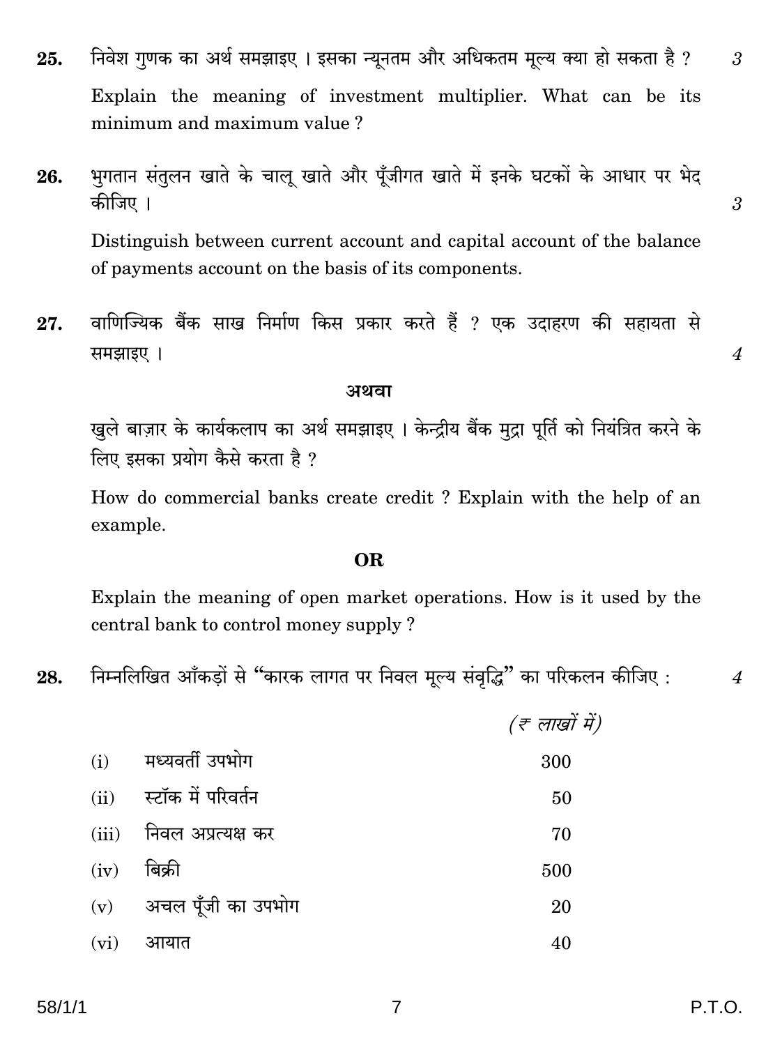**25.** निवेश गुणक का अर्थ समझाइए । इसका न्यूनतम और अधिकतम मूल्य क्या हो सकता है ? 3

Explain the meaning of investment multiplier. What can be its minimum and maximum value ?

**26.** भुगतान संतुलन खाते के चालू खाते और पूँजीगत खाते में इनके घटकों के आधार पर भेद कीजिए । 3

Distinguish between current account and capital account of the balance of payments account on the basis of its components.

**27.** वाणिज्यिक बैंक साख निर्माण किस प्रकार करते हैं ? एक उदाहरण की सहायता से समझाइए । 4

**अथवा**

खुले बाज़ार के कार्यकलाप का अर्थ समझाइए । केन्द्रीय बैंक मुद्रा पूर्ति को नियंत्रित करने के लिए इसका प्रयोग कैसे करता है ?

How do commercial banks create credit ? Explain with the help of an example.

**OR**

Explain the meaning of open market operations. How is it used by the central bank to control money supply ?

**28.** निम्नलिखित आँकड़ों से "कारक लागत पर निवल मूल्य संवृद्धि" का परिकलन कीजिए : 4

| | | *(₹ लाखों में)* |
|---|---|---|
| (i) | मध्यवर्ती उपभोग | 300 |
| (ii) | स्टॉक में परिवर्तन | 50 |
| (iii) | निवल अप्रत्यक्ष कर | 70 |
| (iv) | बिक्री | 500 |
| (v) | अचल पूँजी का उपभोग | 20 |
| (vi) | आयात | 40 |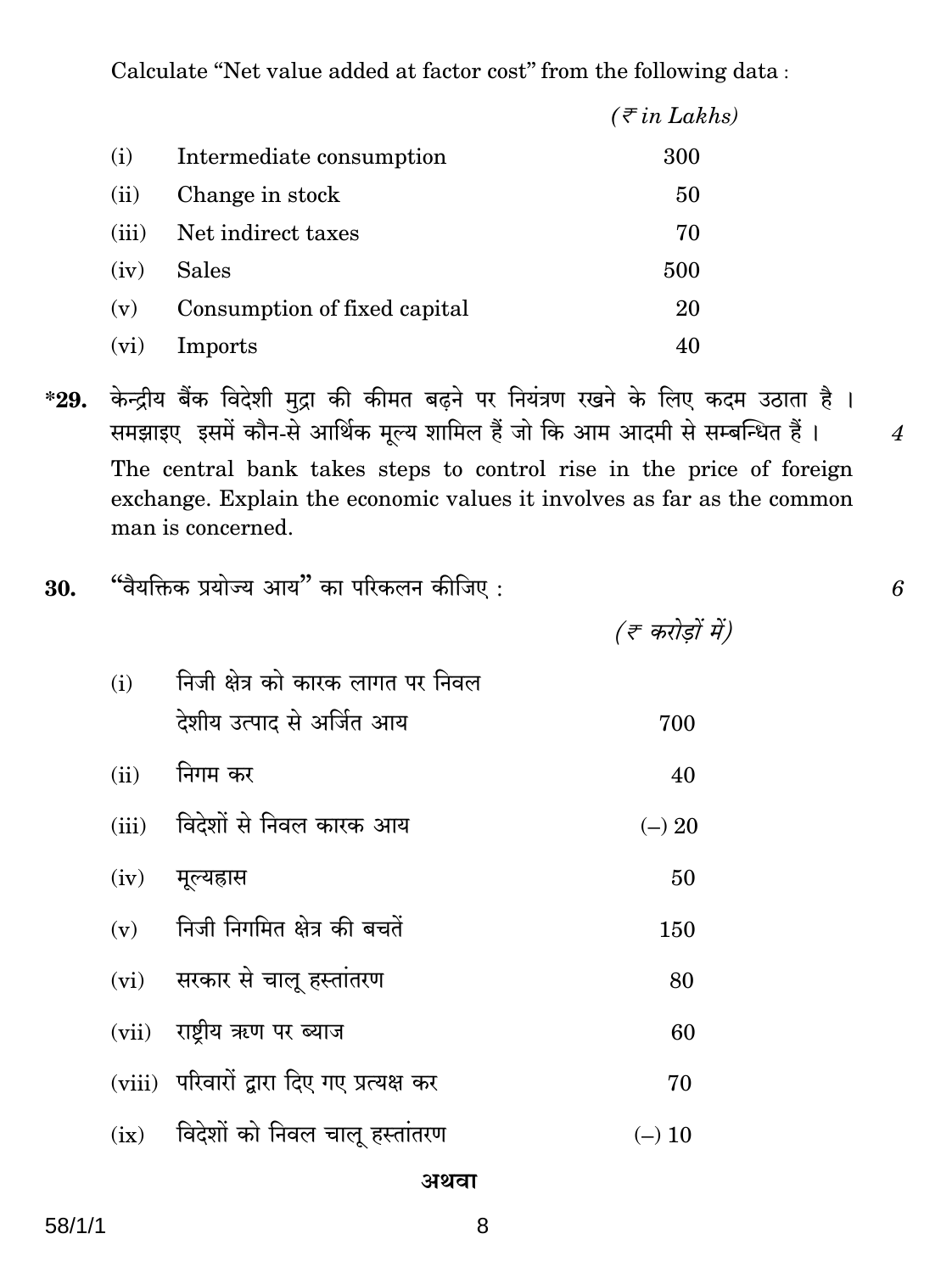Calculate "Net value added at factor cost" from the following data :

| | | *(₹ in Lakhs)* |
|---|---|---|
| (i) | Intermediate consumption | 300 |
| (ii) | Change in stock | 50 |
| (iii) | Net indirect taxes | 70 |
| (iv) | Sales | 500 |
| (v) | Consumption of fixed capital | 20 |
| (vi) | Imports | 40 |

**\*29.** केन्द्रीय बैंक विदेशी मुद्रा की कीमत बढ़ने पर नियंत्रण रखने के लिए कदम उठाता है । समझाइए इसमें कौन-से आर्थिक मूल्य शामिल हैं जो कि आम आदमी से सम्बन्धित हैं । *4*

The central bank takes steps to control rise in the price of foreign exchange. Explain the economic values it involves as far as the common man is concerned.

**30.** "वैयक्तिक प्रयोज्य आय" का परिकलन कीजिए : *6*

| | | *(₹ करोड़ों में)* |
|---|---|---|
| (i) | निजी क्षेत्र को कारक लागत पर निवल देशीय उत्पाद से अर्जित आय | 700 |
| (ii) | निगम कर | 40 |
| (iii) | विदेशों से निवल कारक आय | (–) 20 |
| (iv) | मूल्यह्रास | 50 |
| (v) | निजी निगमित क्षेत्र की बचतें | 150 |
| (vi) | सरकार से चालू हस्तांतरण | 80 |
| (vii) | राष्ट्रीय ऋण पर ब्याज | 60 |
| (viii) | परिवारों द्वारा दिए गए प्रत्यक्ष कर | 70 |
| (ix) | विदेशों को निवल चालू हस्तांतरण | (–) 10 |

**अथवा**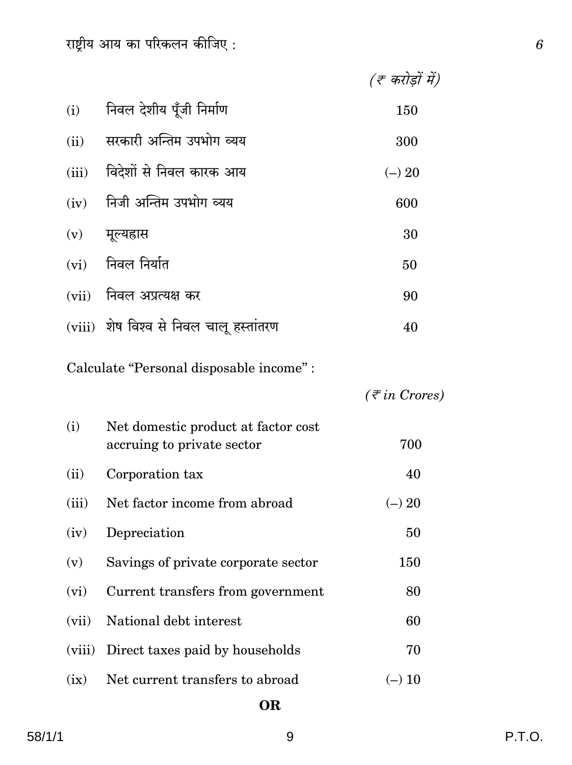राष्ट्रीय आय का परिकलन कीजिए : 6

*(₹ करोड़ों में)*

| | | |
|---|---|---|
| (i) | निवल देशीय पूँजी निर्माण | 150 |
| (ii) | सरकारी अन्तिम उपभोग व्यय | 300 |
| (iii) | विदेशों से निवल कारक आय | (–) 20 |
| (iv) | निजी अन्तिम उपभोग व्यय | 600 |
| (v) | मूल्यह्रास | 30 |
| (vi) | निवल निर्यात | 50 |
| (vii) | निवल अप्रत्यक्ष कर | 90 |
| (viii) | शेष विश्व से निवल चालू हस्तांतरण | 40 |

Calculate "Personal disposable income" :

*(₹ in Crores)*

| | | |
|---|---|---|
| (i) | Net domestic product at factor cost accruing to private sector | 700 |
| (ii) | Corporation tax | 40 |
| (iii) | Net factor income from abroad | (–) 20 |
| (iv) | Depreciation | 50 |
| (v) | Savings of private corporate sector | 150 |
| (vi) | Current transfers from government | 80 |
| (vii) | National debt interest | 60 |
| (viii) | Direct taxes paid by households | 70 |
| (ix) | Net current transfers to abroad | (–) 10 |

**OR**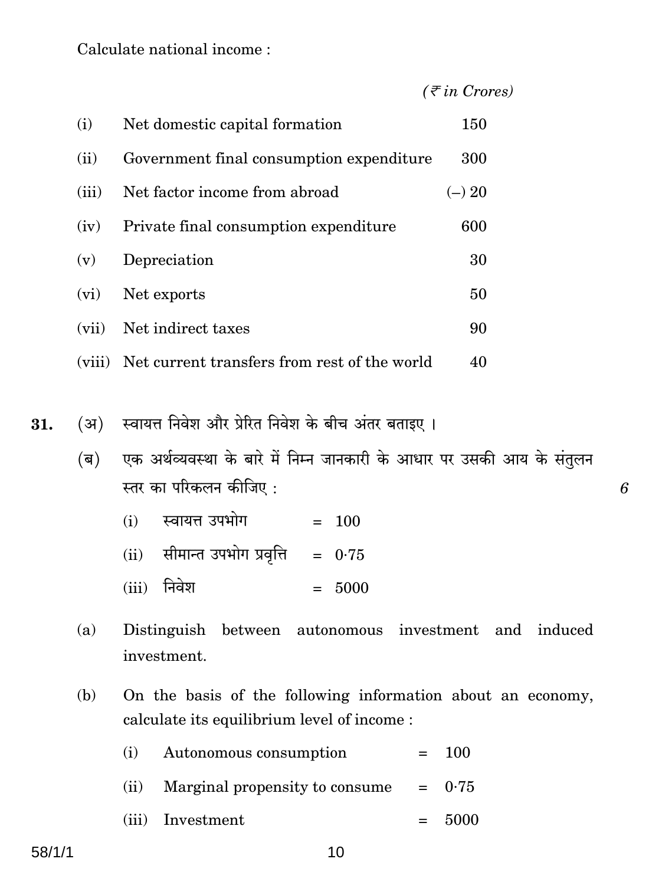Calculate national income :

| | | (₹ *in Crores)* |
|---|---|---|
| (i) | Net domestic capital formation | 150 |
| (ii) | Government final consumption expenditure | 300 |
| (iii) | Net factor income from abroad | (–) 20 |
| (iv) | Private final consumption expenditure | 600 |
| (v) | Depreciation | 30 |
| (vi) | Net exports | 50 |
| (vii) | Net indirect taxes | 90 |
| (viii) | Net current transfers from rest of the world | 40 |

**31.** (अ) स्वायत्त निवेश और प्रेरित निवेश के बीच अंतर बताइए ।

(ब) एक अर्थव्यवस्था के बारे में निम्न जानकारी के आधार पर उसकी आय के संतुलन स्तर का परिकलन कीजिए : *6*

(i) स्वायत्त उपभोग = 100

(ii) सीमान्त उपभोग प्रवृत्ति = 0·75

(iii) निवेश = 5000

(a) Distinguish between autonomous investment and induced investment.

(b) On the basis of the following information about an economy, calculate its equilibrium level of income :

(i) Autonomous consumption = 100

(ii) Marginal propensity to consume = 0·75

(iii) Investment = 5000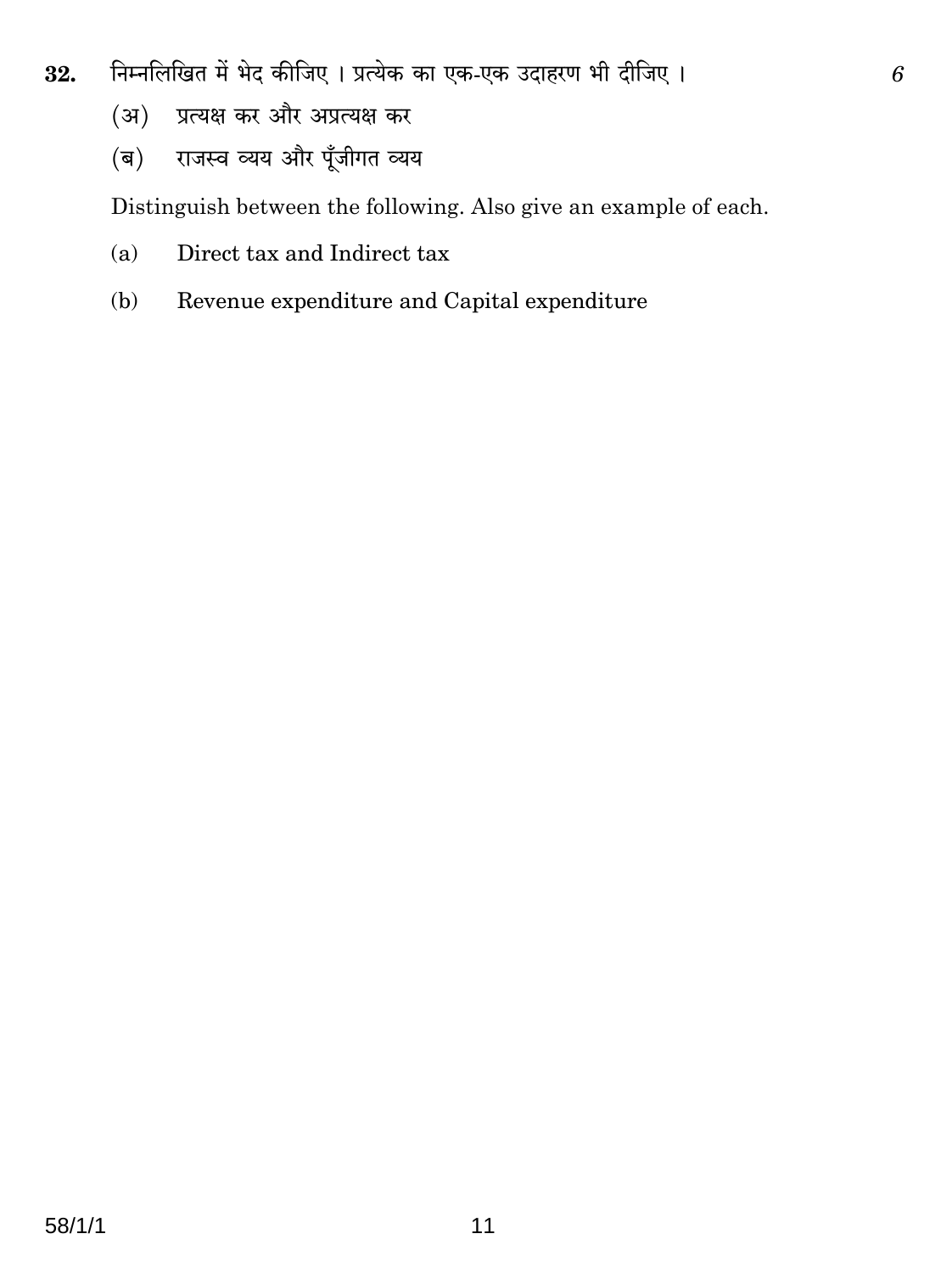**32.** निम्नलिखित में भेद कीजिए । प्रत्येक का एक-एक उदाहरण भी दीजिए । *6*

(अ) प्रत्यक्ष कर और अप्रत्यक्ष कर

(ब) राजस्व व्यय और पूँजीगत व्यय

Distinguish between the following. Also give an example of each.

(a) Direct tax and Indirect tax

(b) Revenue expenditure and Capital expenditure